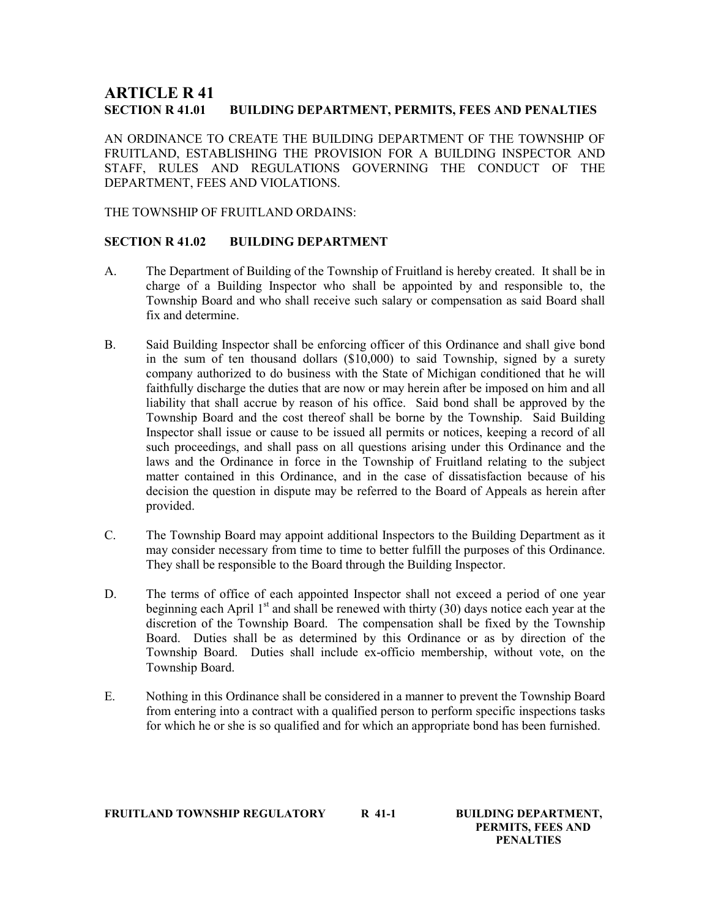# ARTICLE R 41

## SECTION R 41.01 BUILDING DEPARTMENT, PERMITS, FEES AND PENALTIES

AN ORDINANCE TO CREATE THE BUILDING DEPARTMENT OF THE TOWNSHIP OF FRUITLAND, ESTABLISHING THE PROVISION FOR A BUILDING INSPECTOR AND STAFF, RULES AND REGULATIONS GOVERNING THE CONDUCT OF THE DEPARTMENT, FEES AND VIOLATIONS.

THE TOWNSHIP OF FRUITLAND ORDAINS:

### SECTION R 41.02 BUILDING DEPARTMENT

A. The Department of Building of the Township of Fruitland is hereby created. It shall be in charge of a Building Inspector who shall be appointed by and responsible to, the Township Board and who shall receive such salary or compensation as said Board shall fix and determine.

B. Said Building Inspector shall be enforcing officer of this Ordinance and shall give bond in the sum of ten thousand dollars ($10,000) to said Township, signed by a surety company authorized to do business with the State of Michigan conditioned that he will faithfully discharge the duties that are now or may herein after be imposed on him and all liability that shall accrue by reason of his office. Said bond shall be approved by the Township Board and the cost thereof shall be borne by the Township. Said Building Inspector shall issue or cause to be issued all permits or notices, keeping a record of all such proceedings, and shall pass on all questions arising under this Ordinance and the laws and the Ordinance in force in the Township of Fruitland relating to the subject matter contained in this Ordinance, and in the case of dissatisfaction because of his decision the question in dispute may be referred to the Board of Appeals as herein after provided.

C. The Township Board may appoint additional Inspectors to the Building Department as it may consider necessary from time to time to better fulfill the purposes of this Ordinance. They shall be responsible to the Board through the Building Inspector.

D. The terms of office of each appointed Inspector shall not exceed a period of one year beginning each April 1st and shall be renewed with thirty (30) days notice each year at the discretion of the Township Board. The compensation shall be fixed by the Township Board. Duties shall be as determined by this Ordinance or as by direction of the Township Board. Duties shall include ex-officio membership, without vote, on the Township Board.

E. Nothing in this Ordinance shall be considered in a manner to prevent the Township Board from entering into a contract with a qualified person to perform specific inspections tasks for which he or she is so qualified and for which an appropriate bond has been furnished.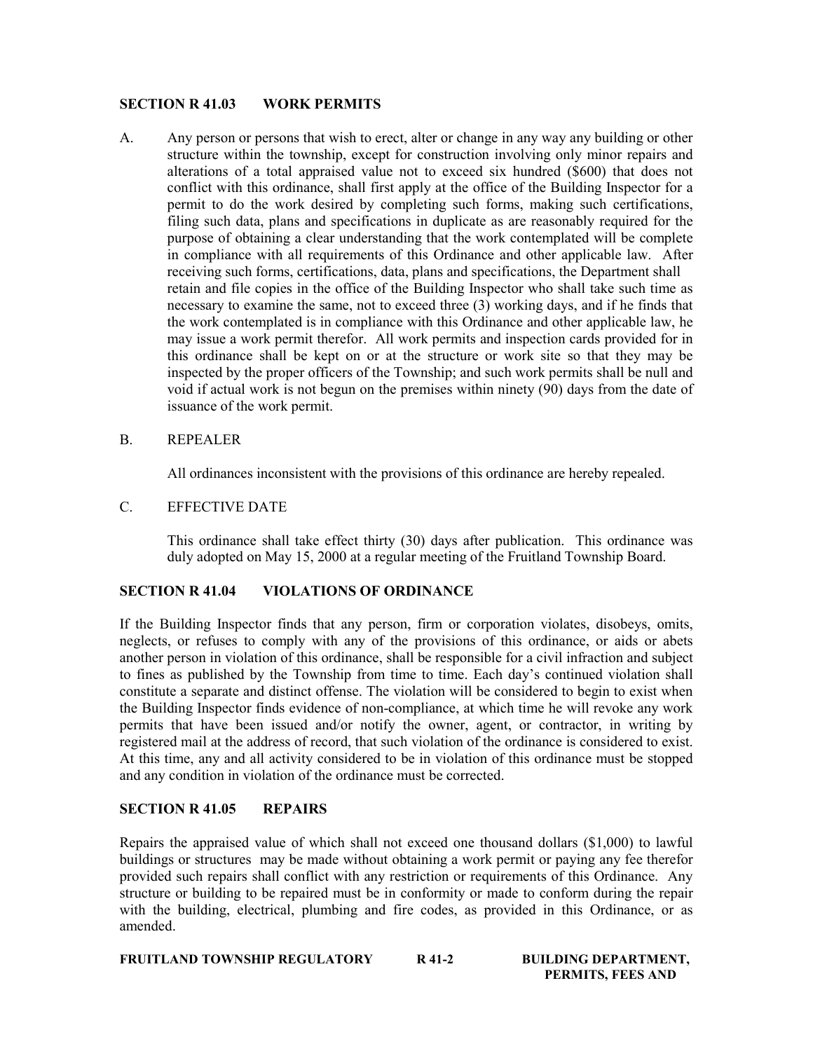### SECTION R 41.03 WORK PERMITS

A. Any person or persons that wish to erect, alter or change in any way any building or other structure within the township, except for construction involving only minor repairs and alterations of a total appraised value not to exceed six hundred ($600) that does not conflict with this ordinance, shall first apply at the office of the Building Inspector for a permit to do the work desired by completing such forms, making such certifications, filing such data, plans and specifications in duplicate as are reasonably required for the purpose of obtaining a clear understanding that the work contemplated will be complete in compliance with all requirements of this Ordinance and other applicable law. After receiving such forms, certifications, data, plans and specifications, the Department shall retain and file copies in the office of the Building Inspector who shall take such time as necessary to examine the same, not to exceed three (3) working days, and if he finds that the work contemplated is in compliance with this Ordinance and other applicable law, he may issue a work permit therefor. All work permits and inspection cards provided for in this ordinance shall be kept on or at the structure or work site so that they may be inspected by the proper officers of the Township; and such work permits shall be null and void if actual work is not begun on the premises within ninety (90) days from the date of issuance of the work permit.

B. REPEALER

All ordinances inconsistent with the provisions of this ordinance are hereby repealed.

C. EFFECTIVE DATE

This ordinance shall take effect thirty (30) days after publication. This ordinance was duly adopted on May 15, 2000 at a regular meeting of the Fruitland Township Board.

### SECTION R 41.04 VIOLATIONS OF ORDINANCE

If the Building Inspector finds that any person, firm or corporation violates, disobeys, omits, neglects, or refuses to comply with any of the provisions of this ordinance, or aids or abets another person in violation of this ordinance, shall be responsible for a civil infraction and subject to fines as published by the Township from time to time. Each day's continued violation shall constitute a separate and distinct offense. The violation will be considered to begin to exist when the Building Inspector finds evidence of non-compliance, at which time he will revoke any work permits that have been issued and/or notify the owner, agent, or contractor, in writing by registered mail at the address of record, that such violation of the ordinance is considered to exist. At this time, any and all activity considered to be in violation of this ordinance must be stopped and any condition in violation of the ordinance must be corrected.

### SECTION R 41.05 REPAIRS

Repairs the appraised value of which shall not exceed one thousand dollars ($1,000) to lawful buildings or structures may be made without obtaining a work permit or paying any fee therefor provided such repairs shall conflict with any restriction or requirements of this Ordinance. Any structure or building to be repaired must be in conformity or made to conform during the repair with the building, electrical, plumbing and fire codes, as provided in this Ordinance, or as amended.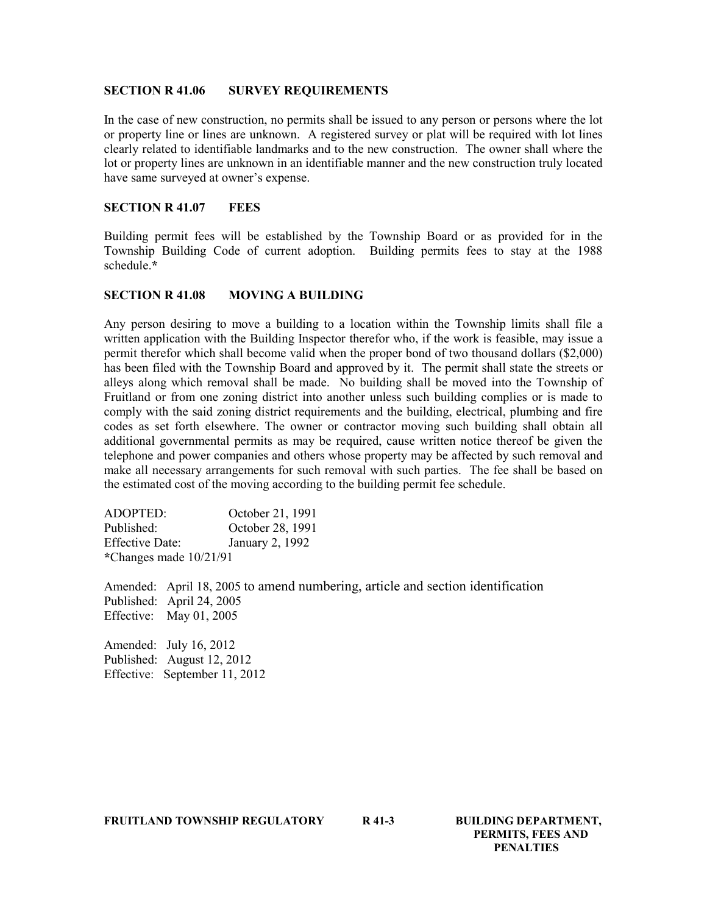## SECTION R 41.06 SURVEY REQUIREMENTS

In the case of new construction, no permits shall be issued to any person or persons where the lot or property line or lines are unknown. A registered survey or plat will be required with lot lines clearly related to identifiable landmarks and to the new construction. The owner shall where the lot or property lines are unknown in an identifiable manner and the new construction truly located have same surveyed at owner's expense.

## SECTION R 41.07 FEES

Building permit fees will be established by the Township Board or as provided for in the Township Building Code of current adoption. Building permits fees to stay at the 1988 schedule.*

## SECTION R 41.08 MOVING A BUILDING

Any person desiring to move a building to a location within the Township limits shall file a written application with the Building Inspector therefor who, if the work is feasible, may issue a permit therefor which shall become valid when the proper bond of two thousand dollars ($2,000) has been filed with the Township Board and approved by it. The permit shall state the streets or alleys along which removal shall be made. No building shall be moved into the Township of Fruitland or from one zoning district into another unless such building complies or is made to comply with the said zoning district requirements and the building, electrical, plumbing and fire codes as set forth elsewhere. The owner or contractor moving such building shall obtain all additional governmental permits as may be required, cause written notice thereof be given the telephone and power companies and others whose property may be affected by such removal and make all necessary arrangements for such removal with such parties. The fee shall be based on the estimated cost of the moving according to the building permit fee schedule.

ADOPTED: October 21, 1991
Published: October 28, 1991
Effective Date: January 2, 1992
*Changes made 10/21/91

Amended: April 18, 2005 to amend numbering, article and section identification
Published: April 24, 2005
Effective: May 01, 2005

Amended: July 16, 2012
Published: August 12, 2012
Effective: September 11, 2012